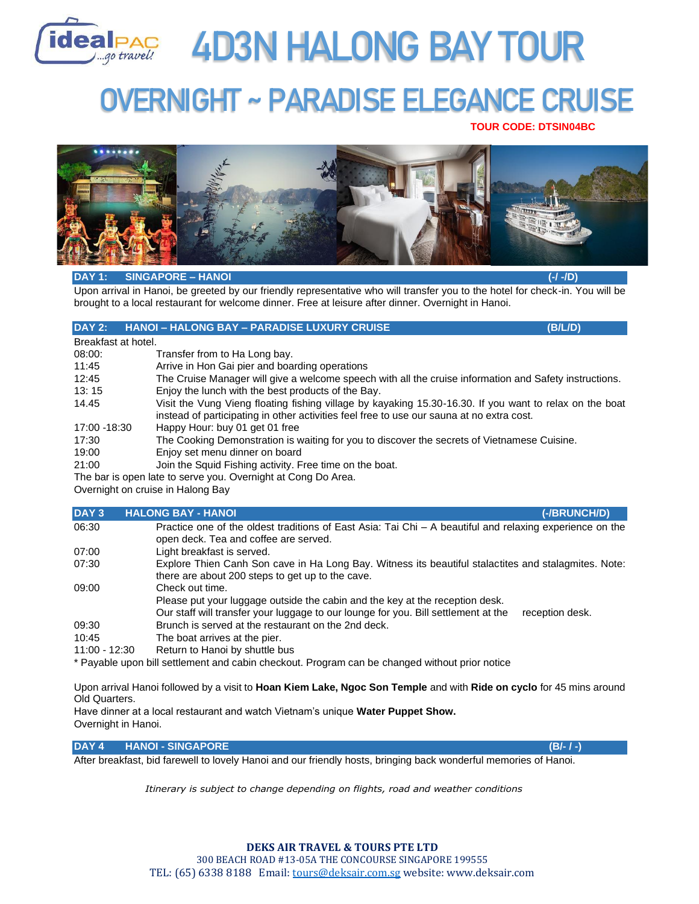# 4D3N HALONG BAY TOUR

# OVERNIGHT ~ PARADISE ELEGANCE CRUISE

**TOUR CODE: DTSIN04BC**

## DAY 1: SINGAPORE – HANOI (-/ -/D)

Upon arrival in Hanoi, be greeted by our friendly representative who will transfer you to the hotel for check-in. You will be brought to a local restaurant for welcome dinner. Free at leisure after dinner. Overnight in Hanoi.

## DAY 2: HANOI – HALONG BAY – PARADISE LUXURY CRUISE (B/L/D)

Breakfast at hotel.

| | |
|---|---|
| 08:00: | Transfer from to Ha Long bay. |
| 11:45 | Arrive in Hon Gai pier and boarding operations |
| 12:45 | The Cruise Manager will give a welcome speech with all the cruise information and Safety instructions. |
| 13: 15 | Enjoy the lunch with the best products of the Bay. |
| 14.45 | Visit the Vung Vieng floating fishing village by kayaking 15.30-16.30. If you want to relax on the boat instead of participating in other activities feel free to use our sauna at no extra cost. |
| 17:00 -18:30 | Happy Hour: buy 01 get 01 free |
| 17:30 | The Cooking Demonstration is waiting for you to discover the secrets of Vietnamese Cuisine. |
| 19:00 | Enjoy set menu dinner on board |
| 21:00 | Join the Squid Fishing activity. Free time on the boat. |

The bar is open late to serve you. Overnight at Cong Do Area.

Overnight on cruise in Halong Bay

## DAY 3 HALONG BAY - HANOI (-/BRUNCH/D)

| | |
|---|---|
| 06:30 | Practice one of the oldest traditions of East Asia: Tai Chi – A beautiful and relaxing experience on the open deck. Tea and coffee are served. |
| 07:00 | Light breakfast is served. |
| 07:30 | Explore Thien Canh Son cave in Ha Long Bay. Witness its beautiful stalactites and stalagmites. Note: there are about 200 steps to get up to the cave. |
| 09:00 | Check out time. Please put your luggage outside the cabin and the key at the reception desk. Our staff will transfer your luggage to our lounge for you. Bill settlement at the reception desk. |
| 09:30 | Brunch is served at the restaurant on the 2nd deck. |
| 10:45 | The boat arrives at the pier. |
| 11:00 - 12:30 | Return to Hanoi by shuttle bus |

* Payable upon bill settlement and cabin checkout. Program can be changed without prior notice

Upon arrival Hanoi followed by a visit to **Hoan Kiem Lake, Ngoc Son Temple** and with **Ride on cyclo** for 45 mins around Old Quarters.

Have dinner at a local restaurant and watch Vietnam's unique **Water Puppet Show.**

Overnight in Hanoi.

## DAY 4 HANOI - SINGAPORE (B/- / -)

After breakfast, bid farewell to lovely Hanoi and our friendly hosts, bringing back wonderful memories of Hanoi.

*Itinerary is subject to change depending on flights, road and weather conditions*

**DEKS AIR TRAVEL & TOURS PTE LTD**
300 BEACH ROAD #13-05A THE CONCOURSE SINGAPORE 199555
TEL: (65) 6338 8188 Email: tours@deksair.com.sg website: www.deksair.com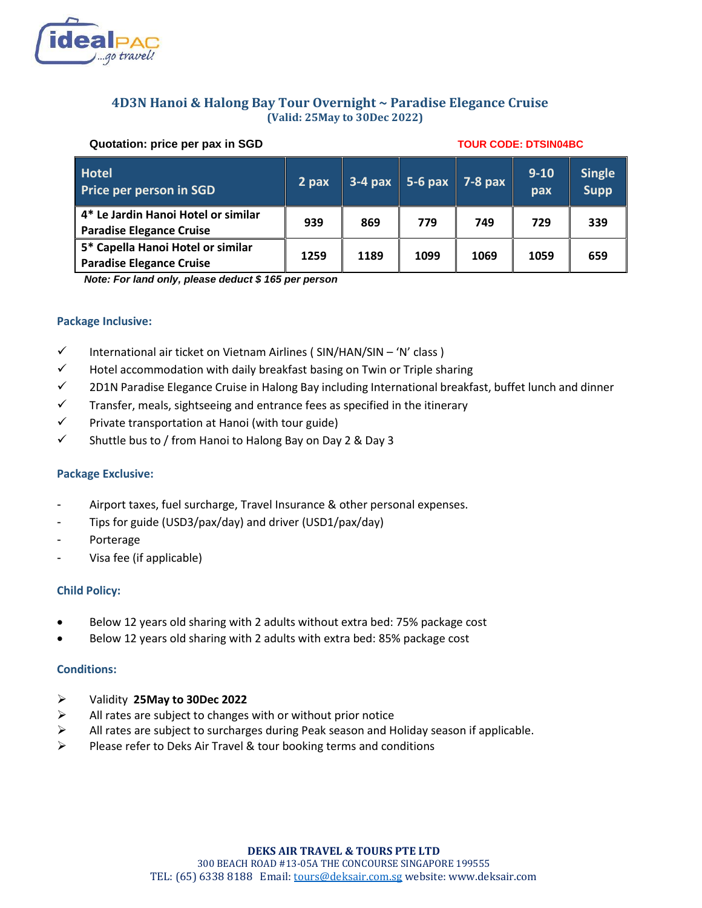## 4D3N Hanoi & Halong Bay Tour Overnight ~ Paradise Elegance Cruise
**(Valid: 25May to 30Dec 2022)**

**Quotation: price per pax in SGD** **TOUR CODE: DTSIN04BC**

| Hotel<br>Price per person in SGD | 2 pax | 3-4 pax | 5-6 pax | 7-8 pax | 9-10 pax | Single Supp |
|---|---|---|---|---|---|---|
| **4\* Le Jardin Hanoi Hotel or similar**<br>**Paradise Elegance Cruise** | 939 | 869 | 779 | 749 | 729 | 339 |
| **5\* Capella Hanoi Hotel or similar**<br>**Paradise Elegance Cruise** | 1259 | 1189 | 1099 | 1069 | 1059 | 659 |

***Note: For land only, please deduct $ 165 per person***

### Package Inclusive:

- ✓ International air ticket on Vietnam Airlines ( SIN/HAN/SIN – 'N' class )
- ✓ Hotel accommodation with daily breakfast basing on Twin or Triple sharing
- ✓ 2D1N Paradise Elegance Cruise in Halong Bay including International breakfast, buffet lunch and dinner
- ✓ Transfer, meals, sightseeing and entrance fees as specified in the itinerary
- ✓ Private transportation at Hanoi (with tour guide)
- ✓ Shuttle bus to / from Hanoi to Halong Bay on Day 2 & Day 3

### Package Exclusive:

- Airport taxes, fuel surcharge, Travel Insurance & other personal expenses.
- Tips for guide (USD3/pax/day) and driver (USD1/pax/day)
- Porterage
- Visa fee (if applicable)

### Child Policy:

- Below 12 years old sharing with 2 adults without extra bed: 75% package cost
- Below 12 years old sharing with 2 adults with extra bed: 85% package cost

### Conditions:

- ➢ Validity **25May to 30Dec 2022**
- ➢ All rates are subject to changes with or without prior notice
- ➢ All rates are subject to surcharges during Peak season and Holiday season if applicable.
- ➢ Please refer to Deks Air Travel & tour booking terms and conditions

**DEKS AIR TRAVEL & TOURS PTE LTD**
300 BEACH ROAD #13-05A THE CONCOURSE SINGAPORE 199555
TEL: (65) 6338 8188 Email: tours@deksair.com.sg website: www.deksair.com